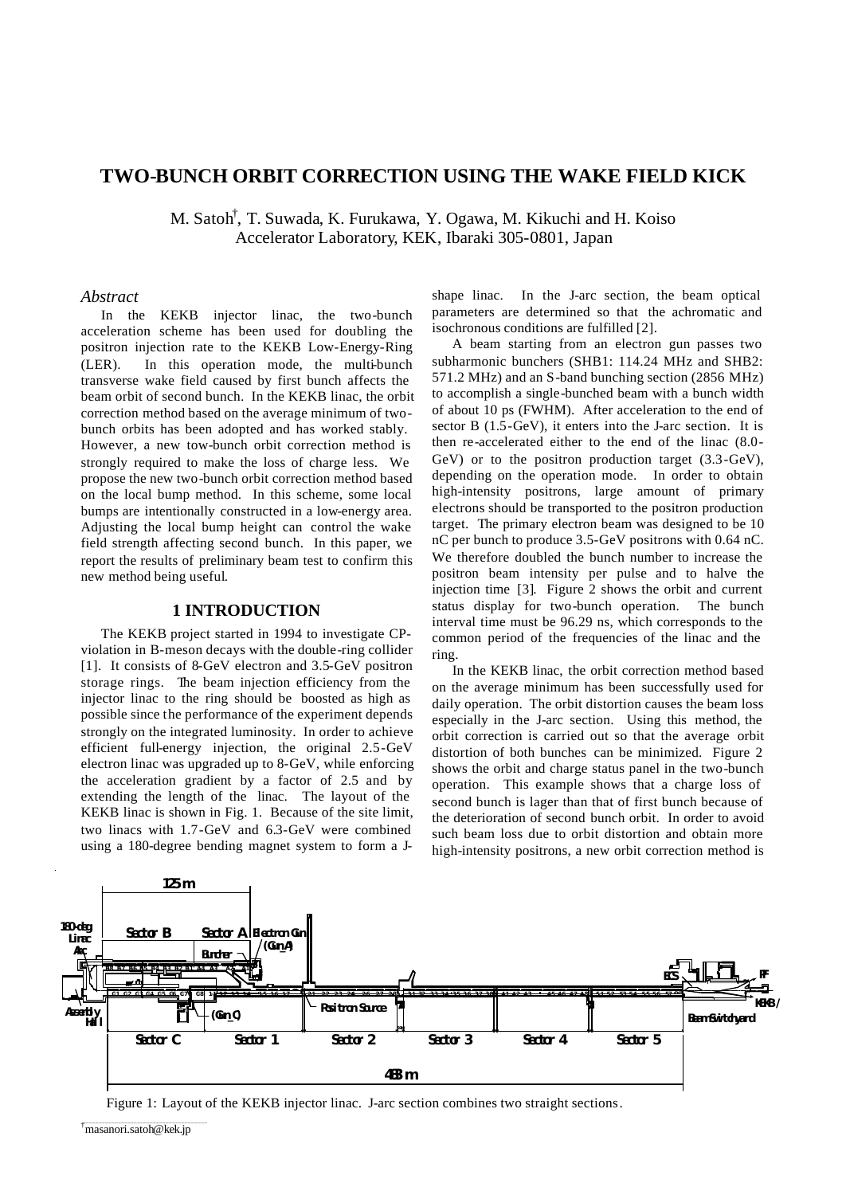# TWO-BUNCH ORBIT CORRECTION USING THE WAKE FIELD KICK

M. Satoh[†], T. Suwada, K. Furukawa, Y. Ogawa, M. Kikuchi and H. Koiso
Accelerator Laboratory, KEK, Ibaraki 305-0801, Japan

### *Abstract*

In the KEKB injector linac, the two-bunch acceleration scheme has been used for doubling the positron injection rate to the KEKB Low-Energy-Ring (LER). In this operation mode, the multi-bunch transverse wake field caused by first bunch affects the beam orbit of second bunch. In the KEKB linac, the orbit correction method based on the average minimum of two-bunch orbits has been adopted and has worked stably. However, a new tow-bunch orbit correction method is strongly required to make the loss of charge less. We propose the new two-bunch orbit correction method based on the local bump method. In this scheme, some local bumps are intentionally constructed in a low-energy area. Adjusting the local bump height can control the wake field strength affecting second bunch. In this paper, we report the results of preliminary beam test to confirm this new method being useful.

## 1 INTRODUCTION

The KEKB project started in 1994 to investigate CP-violation in B-meson decays with the double-ring collider [1]. It consists of 8-GeV electron and 3.5-GeV positron storage rings. The beam injection efficiency from the injector linac to the ring should be boosted as high as possible since the performance of the experiment depends strongly on the integrated luminosity. In order to achieve efficient full-energy injection, the original 2.5-GeV electron linac was upgraded up to 8-GeV, while enforcing the acceleration gradient by a factor of 2.5 and by extending the length of the linac. The layout of the KEKB linac is shown in Fig. 1. Because of the site limit, two linacs with 1.7-GeV and 6.3-GeV were combined using a 180-degree bending magnet system to form a J-shape linac. In the J-arc section, the beam optical parameters are determined so that the achromatic and isochronous conditions are fulfilled [2].

A beam starting from an electron gun passes two subharmonic bunchers (SHB1: 114.24 MHz and SHB2: 571.2 MHz) and an S-band bunching section (2856 MHz) to accomplish a single-bunched beam with a bunch width of about 10 ps (FWHM). After acceleration to the end of sector B (1.5-GeV), it enters into the J-arc section. It is then re-accelerated either to the end of the linac (8.0-GeV) or to the positron production target (3.3-GeV), depending on the operation mode. In order to obtain high-intensity positrons, large amount of primary electrons should be transported to the positron production target. The primary electron beam was designed to be 10 nC per bunch to produce 3.5-GeV positrons with 0.64 nC. We therefore doubled the bunch number to increase the positron beam intensity per pulse and to halve the injection time [3]. Figure 2 shows the orbit and current status display for two-bunch operation. The bunch interval time must be 96.29 ns, which corresponds to the common period of the frequencies of the linac and the ring.

In the KEKB linac, the orbit correction method based on the average minimum has been successfully used for daily operation. The orbit distortion causes the beam loss especially in the J-arc section. Using this method, the orbit correction is carried out so that the average orbit distortion of both bunches can be minimized. Figure 2 shows the orbit and charge status panel in the two-bunch operation. This example shows that a charge loss of second bunch is lager than that of first bunch because of the deterioration of second bunch orbit. In order to avoid such beam loss due to orbit distortion and obtain more high-intensity positrons, a new orbit correction method is

Figure 1: Layout of the KEKB injector linac. J-arc section combines two straight sections.

[†] masanori.satoh@kek.jp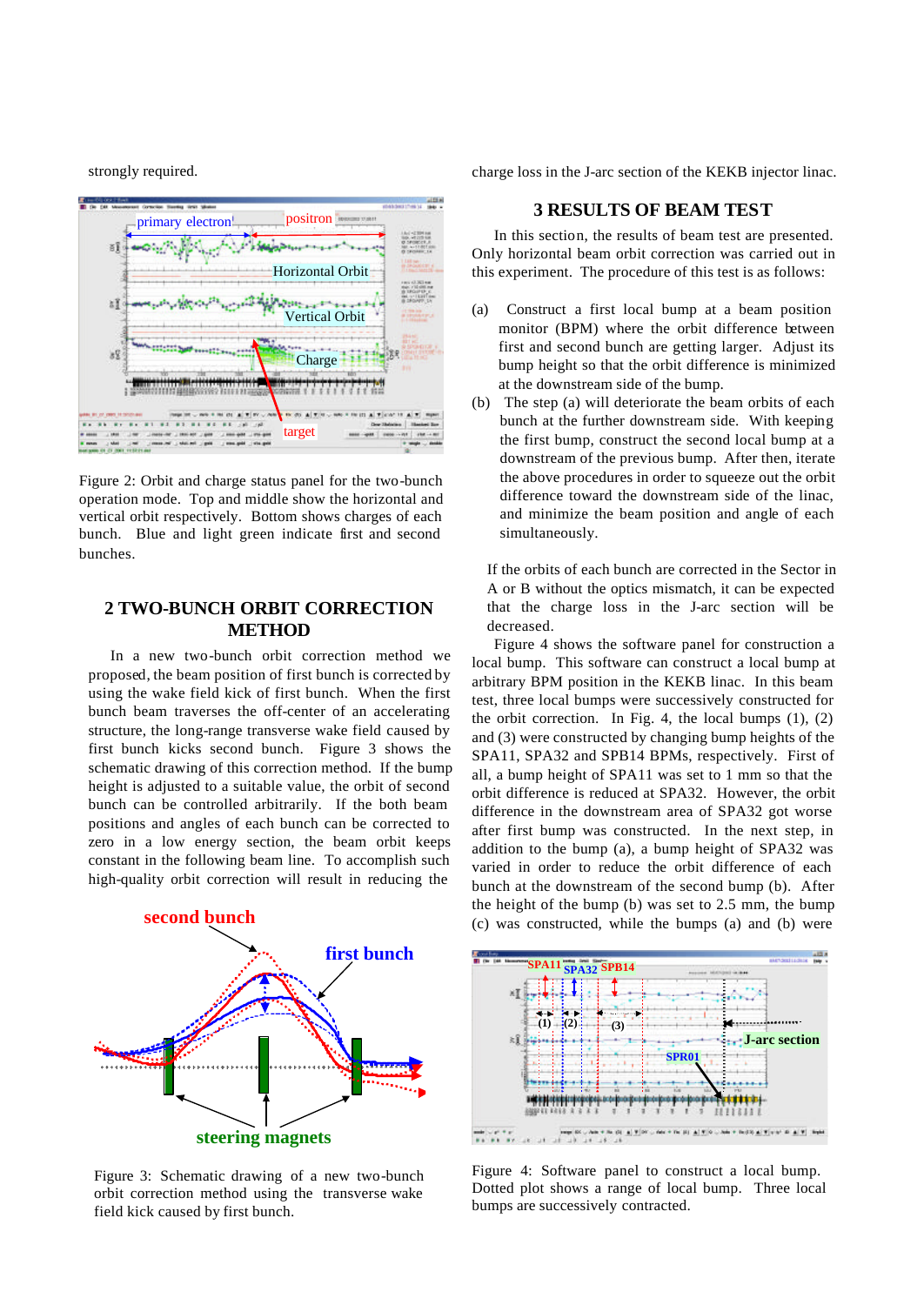strongly required.

Figure 2: Orbit and charge status panel for the two-bunch operation mode. Top and middle show the horizontal and vertical orbit respectively. Bottom shows charges of each bunch. Blue and light green indicate first and second bunches.

## 2 TWO-BUNCH ORBIT CORRECTION METHOD

In a new two-bunch orbit correction method we proposed, the beam position of first bunch is corrected by using the wake field kick of first bunch. When the first bunch beam traverses the off-center of an accelerating structure, the long-range transverse wake field caused by first bunch kicks second bunch. Figure 3 shows the schematic drawing of this correction method. If the bump height is adjusted to a suitable value, the orbit of second bunch can be controlled arbitrarily. If the both beam positions and angles of each bunch can be corrected to zero in a low energy section, the beam orbit keeps constant in the following beam line. To accomplish such high-quality orbit correction will result in reducing the charge loss in the J-arc section of the KEKB injector linac.

Figure 3: Schematic drawing of a new two-bunch orbit correction method using the transverse wake field kick caused by first bunch.

## 3 RESULTS OF BEAM TEST

In this section, the results of beam test are presented. Only horizontal beam orbit correction was carried out in this experiment. The procedure of this test is as follows:

(a) Construct a first local bump at a beam position monitor (BPM) where the orbit difference between first and second bunch are getting larger. Adjust its bump height so that the orbit difference is minimized at the downstream side of the bump.

(b) The step (a) will deteriorate the beam orbits of each bunch at the further downstream side. With keeping the first bump, construct the second local bump at a downstream of the previous bump. After then, iterate the above procedures in order to squeeze out the orbit difference toward the downstream side of the linac, and minimize the beam position and angle of each simultaneously.

If the orbits of each bunch are corrected in the Sector in A or B without the optics mismatch, it can be expected that the charge loss in the J-arc section will be decreased.

Figure 4 shows the software panel for construction a local bump. This software can construct a local bump at arbitrary BPM position in the KEKB linac. In this beam test, three local bumps were successively constructed for the orbit correction. In Fig. 4, the local bumps (1), (2) and (3) were constructed by changing bump heights of the SPA11, SPA32 and SPB14 BPMs, respectively. First of all, a bump height of SPA11 was set to 1 mm so that the orbit difference is reduced at SPA32. However, the orbit difference in the downstream area of SPA32 got worse after first bump was constructed. In the next step, in addition to the bump (a), a bump height of SPA32 was varied in order to reduce the orbit difference of each bunch at the downstream of the second bump (b). After the height of the bump (b) was set to 2.5 mm, the bump (c) was constructed, while the bumps (a) and (b) were

Figure 4: Software panel to construct a local bump. Dotted plot shows a range of local bump. Three local bumps are successively contracted.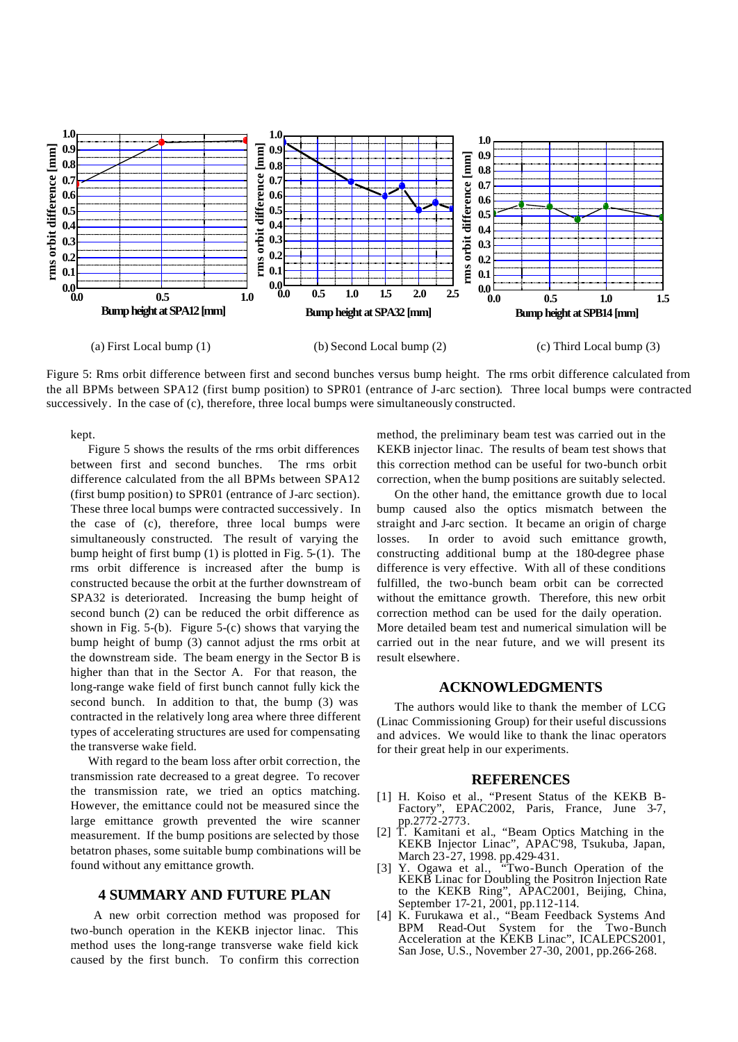1.0
0.9
0.8
0.7
0.6
0.5
0.4
0.3
0.2
0.1
0.0
rms orbit difference [mm]
0.0 0.5 1.0
Bump height at SPA12 [mm]

(a) First Local bump (1)

1.0
0.9
0.8
0.7
0.6
0.5
0.4
0.3
0.2
0.1
0.0
rms orbit difference [mm]
0.0 0.5 1.0 1.5 2.0 2.5
Bump height at SPA32 [mm]

(b) Second Local bump (2)

1.0
0.9
0.8
0.7
0.6
0.5
0.4
0.3
0.2
0.1
0.0
rms orbit difference [mm]
0.0 0.5 1.0 1.5
Bump height at SPB14 [mm]

(c) Third Local bump (3)

Figure 5: Rms orbit difference between first and second bunches versus bump height. The rms orbit difference calculated from the all BPMs between SPA12 (first bump position) to SPR01 (entrance of J-arc section). Three local bumps were contracted successively. In the case of (c), therefore, three local bumps were simultaneously constructed.

kept.

Figure 5 shows the results of the rms orbit differences between first and second bunches. The rms orbit difference calculated from the all BPMs between SPA12 (first bump position) to SPR01 (entrance of J-arc section). These three local bumps were contracted successively. In the case of (c), therefore, three local bumps were simultaneously constructed. The result of varying the bump height of first bump (1) is plotted in Fig. 5-(1). The rms orbit difference is increased after the bump is constructed because the orbit at the further downstream of SPA32 is deteriorated. Increasing the bump height of second bunch (2) can be reduced the orbit difference as shown in Fig. 5-(b). Figure 5-(c) shows that varying the bump height of bump (3) cannot adjust the rms orbit at the downstream side. The beam energy in the Sector B is higher than that in the Sector A. For that reason, the long-range wake field of first bunch cannot fully kick the second bunch. In addition to that, the bump (3) was contracted in the relatively long area where three different types of accelerating structures are used for compensating the transverse wake field.

With regard to the beam loss after orbit correction, the transmission rate decreased to a great degree. To recover the transmission rate, we tried an optics matching. However, the emittance could not be measured since the large emittance growth prevented the wire scanner measurement. If the bump positions are selected by those betatron phases, some suitable bump combinations will be found without any emittance growth.

## 4 SUMMARY AND FUTURE PLAN

A new orbit correction method was proposed for two-bunch operation in the KEKB injector linac. This method uses the long-range transverse wake field kick caused by the first bunch. To confirm this correction method, the preliminary beam test was carried out in the KEKB injector linac. The results of beam test shows that this correction method can be useful for two-bunch orbit correction, when the bump positions are suitably selected.

On the other hand, the emittance growth due to local bump caused also the optics mismatch between the straight and J-arc section. It became an origin of charge losses. In order to avoid such emittance growth, constructing additional bump at the 180-degree phase difference is very effective. With all of these conditions fulfilled, the two-bunch beam orbit can be corrected without the emittance growth. Therefore, this new orbit correction method can be used for the daily operation. More detailed beam test and numerical simulation will be carried out in the near future, and we will present its result elsewhere.

## ACKNOWLEDGMENTS

The authors would like to thank the member of LCG (Linac Commissioning Group) for their useful discussions and advices. We would like to thank the linac operators for their great help in our experiments.

## REFERENCES

[1] H. Koiso et al., "Present Status of the KEKB B-Factory", EPAC2002, Paris, France, June 3-7, pp.2772-2773.

[2] T. Kamitani et al., "Beam Optics Matching in the KEKB Injector Linac", APAC'98, Tsukuba, Japan, March 23-27, 1998. pp.429-431.

[3] Y. Ogawa et al., "Two-Bunch Operation of the KEKB Linac for Doubling the Positron Injection Rate to the KEKB Ring", APAC2001, Beijing, China, September 17-21, 2001, pp.112-114.

[4] K. Furukawa et al., "Beam Feedback Systems And BPM Read-Out System for the Two-Bunch Acceleration at the KEKB Linac", ICALEPCS2001, San Jose, U.S., November 27-30, 2001, pp.266-268.